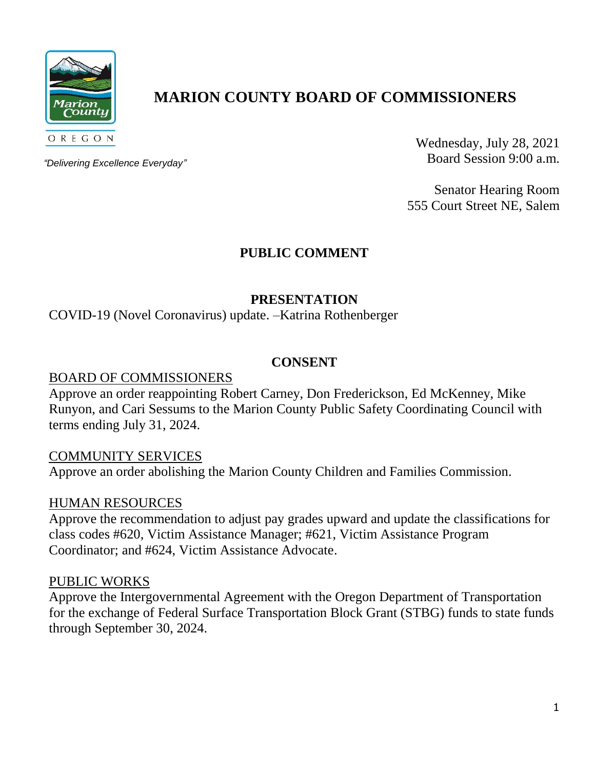# MARION COUNTY BOARD OF COMMISSIONERS

OREGON

*"Delivering Excellence Everyday"*

Wednesday, July 28, 2021
Board Session 9:00 a.m.

Senator Hearing Room
555 Court Street NE, Salem

## PUBLIC COMMENT

## PRESENTATION

COVID-19 (Novel Coronavirus) update. –Katrina Rothenberger

## CONSENT

BOARD OF COMMISSIONERS

Approve an order reappointing Robert Carney, Don Frederickson, Ed McKenney, Mike Runyon, and Cari Sessums to the Marion County Public Safety Coordinating Council with terms ending July 31, 2024.

COMMUNITY SERVICES

Approve an order abolishing the Marion County Children and Families Commission.

HUMAN RESOURCES

Approve the recommendation to adjust pay grades upward and update the classifications for class codes #620, Victim Assistance Manager; #621, Victim Assistance Program Coordinator; and #624, Victim Assistance Advocate.

PUBLIC WORKS

Approve the Intergovernmental Agreement with the Oregon Department of Transportation for the exchange of Federal Surface Transportation Block Grant (STBG) funds to state funds through September 30, 2024.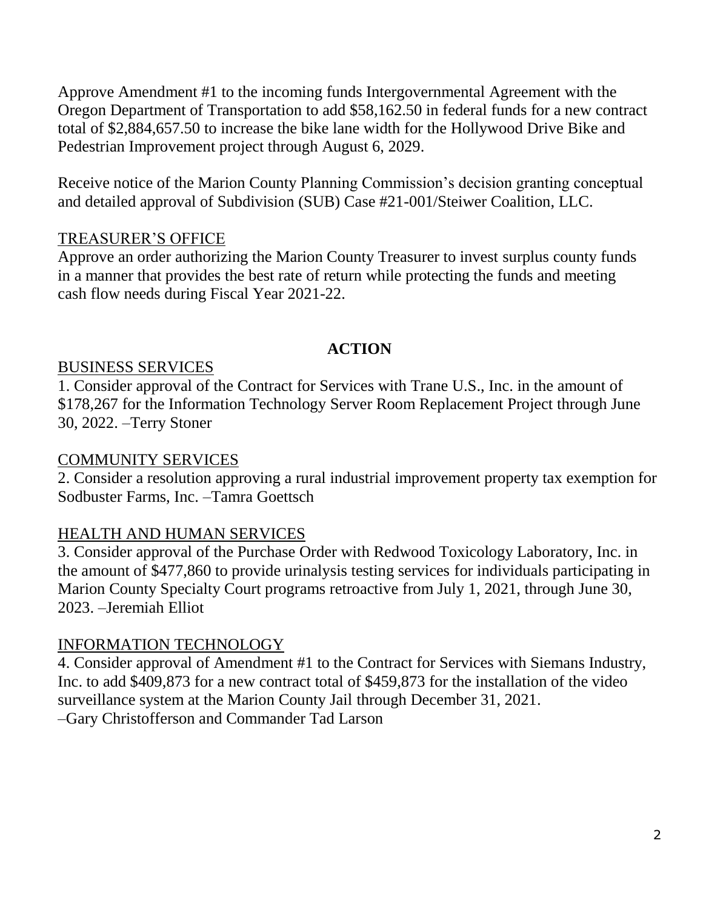Approve Amendment #1 to the incoming funds Intergovernmental Agreement with the Oregon Department of Transportation to add $58,162.50 in federal funds for a new contract total of $2,884,657.50 to increase the bike lane width for the Hollywood Drive Bike and Pedestrian Improvement project through August 6, 2029.

Receive notice of the Marion County Planning Commission's decision granting conceptual and detailed approval of Subdivision (SUB) Case #21-001/Steiwer Coalition, LLC.

TREASURER'S OFFICE

Approve an order authorizing the Marion County Treasurer to invest surplus county funds in a manner that provides the best rate of return while protecting the funds and meeting cash flow needs during Fiscal Year 2021-22.

## ACTION

BUSINESS SERVICES

1. Consider approval of the Contract for Services with Trane U.S., Inc. in the amount of $178,267 for the Information Technology Server Room Replacement Project through June 30, 2022. –Terry Stoner

COMMUNITY SERVICES

2. Consider a resolution approving a rural industrial improvement property tax exemption for Sodbuster Farms, Inc. –Tamra Goettsch

HEALTH AND HUMAN SERVICES

3. Consider approval of the Purchase Order with Redwood Toxicology Laboratory, Inc. in the amount of $477,860 to provide urinalysis testing services for individuals participating in Marion County Specialty Court programs retroactive from July 1, 2021, through June 30, 2023. –Jeremiah Elliot

INFORMATION TECHNOLOGY

4. Consider approval of Amendment #1 to the Contract for Services with Siemans Industry, Inc. to add $409,873 for a new contract total of $459,873 for the installation of the video surveillance system at the Marion County Jail through December 31, 2021.
–Gary Christofferson and Commander Tad Larson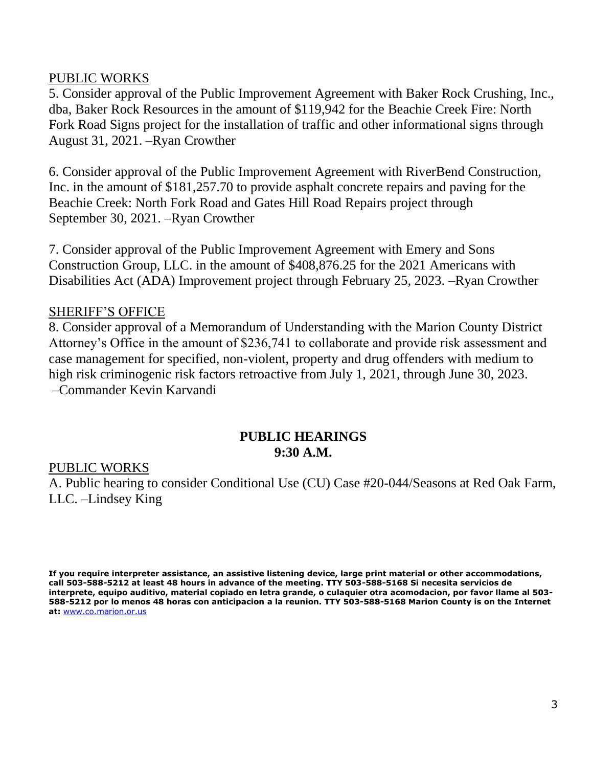PUBLIC WORKS

5. Consider approval of the Public Improvement Agreement with Baker Rock Crushing, Inc., dba, Baker Rock Resources in the amount of $119,942 for the Beachie Creek Fire: North Fork Road Signs project for the installation of traffic and other informational signs through August 31, 2021. –Ryan Crowther

6. Consider approval of the Public Improvement Agreement with RiverBend Construction, Inc. in the amount of $181,257.70 to provide asphalt concrete repairs and paving for the Beachie Creek: North Fork Road and Gates Hill Road Repairs project through September 30, 2021. –Ryan Crowther

7. Consider approval of the Public Improvement Agreement with Emery and Sons Construction Group, LLC. in the amount of $408,876.25 for the 2021 Americans with Disabilities Act (ADA) Improvement project through February 25, 2023. –Ryan Crowther

SHERIFF'S OFFICE

8. Consider approval of a Memorandum of Understanding with the Marion County District Attorney's Office in the amount of $236,741 to collaborate and provide risk assessment and case management for specified, non-violent, property and drug offenders with medium to high risk criminogenic risk factors retroactive from July 1, 2021, through June 30, 2023. –Commander Kevin Karvandi

## PUBLIC HEARINGS
## 9:30 A.M.

PUBLIC WORKS

A. Public hearing to consider Conditional Use (CU) Case #20-044/Seasons at Red Oak Farm, LLC. –Lindsey King

**If you require interpreter assistance, an assistive listening device, large print material or other accommodations, call 503-588-5212 at least 48 hours in advance of the meeting. TTY 503-588-5168 Si necesita servicios de interprete, equipo auditivo, material copiado en letra grande, o culaquier otra acomodacion, por favor llame al 503-588-5212 por lo menos 48 horas con anticipacion a la reunion. TTY 503-588-5168 Marion County is on the Internet at:** www.co.marion.or.us